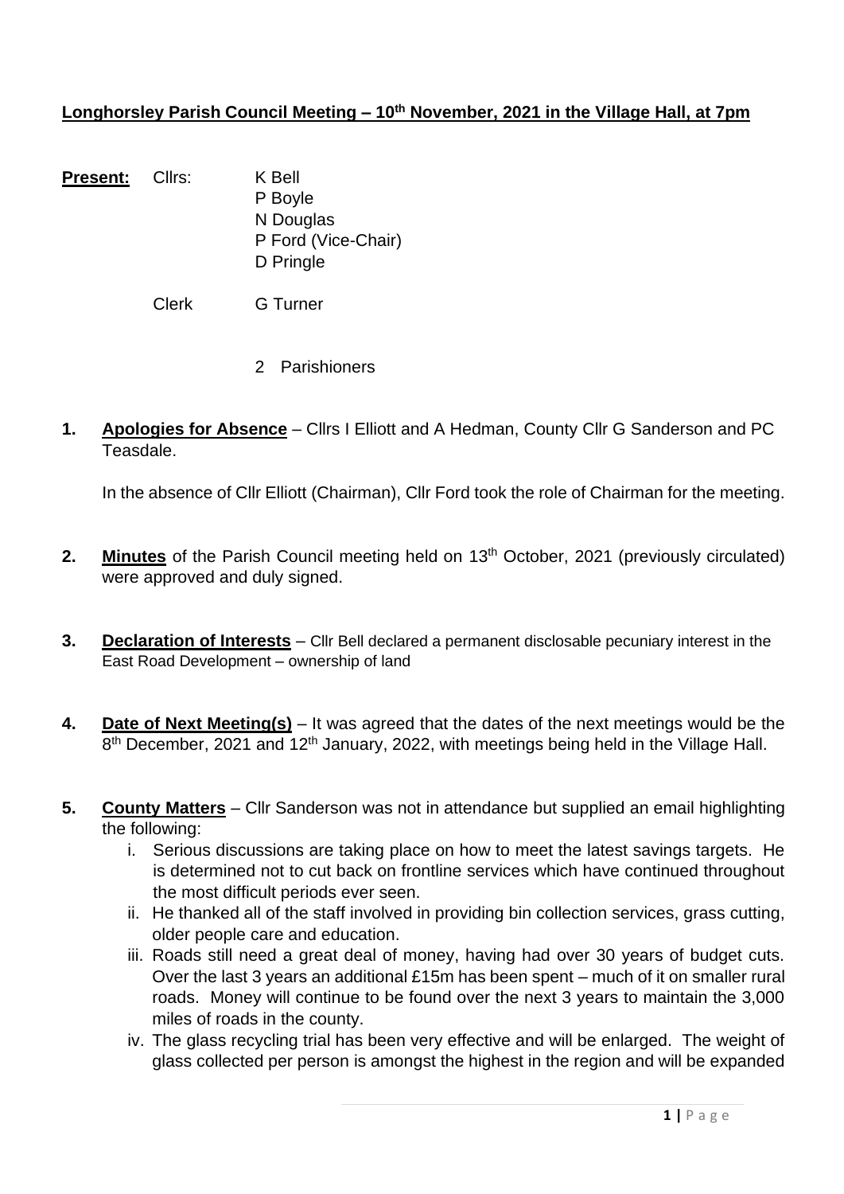**Longhorsley Parish Council Meeting – 10th November, 2021 in the Village Hall, at 7pm**

**Present:** Cllrs: K Bell
P Boyle
N Douglas
P Ford (Vice-Chair)
D Pringle

Clerk G Turner

2 Parishioners

1. **Apologies for Absence** – Cllrs I Elliott and A Hedman, County Cllr G Sanderson and PC Teasdale.

   In the absence of Cllr Elliott (Chairman), Cllr Ford took the role of Chairman for the meeting.

2. **Minutes** of the Parish Council meeting held on 13th October, 2021 (previously circulated) were approved and duly signed.

3. **Declaration of Interests** – Cllr Bell declared a permanent disclosable pecuniary interest in the East Road Development – ownership of land

4. **Date of Next Meeting(s)** – It was agreed that the dates of the next meetings would be the 8th December, 2021 and 12th January, 2022, with meetings being held in the Village Hall.

5. **County Matters** – Cllr Sanderson was not in attendance but supplied an email highlighting the following:
   i. Serious discussions are taking place on how to meet the latest savings targets. He is determined not to cut back on frontline services which have continued throughout the most difficult periods ever seen.
   ii. He thanked all of the staff involved in providing bin collection services, grass cutting, older people care and education.
   iii. Roads still need a great deal of money, having had over 30 years of budget cuts. Over the last 3 years an additional £15m has been spent – much of it on smaller rural roads. Money will continue to be found over the next 3 years to maintain the 3,000 miles of roads in the county.
   iv. The glass recycling trial has been very effective and will be enlarged. The weight of glass collected per person is amongst the highest in the region and will be expanded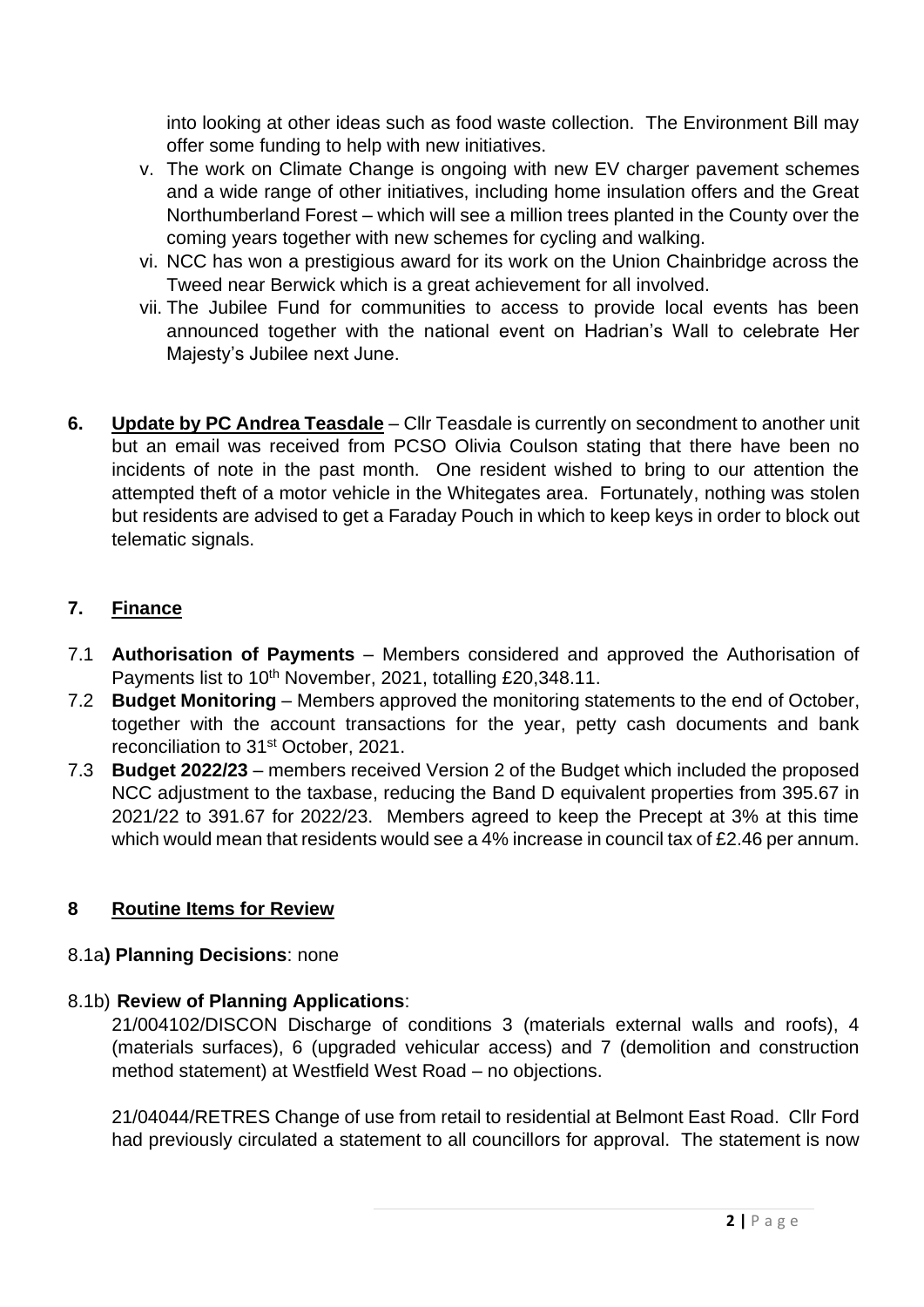into looking at other ideas such as food waste collection. The Environment Bill may offer some funding to help with new initiatives.

v. The work on Climate Change is ongoing with new EV charger pavement schemes and a wide range of other initiatives, including home insulation offers and the Great Northumberland Forest – which will see a million trees planted in the County over the coming years together with new schemes for cycling and walking.

vi. NCC has won a prestigious award for its work on the Union Chainbridge across the Tweed near Berwick which is a great achievement for all involved.

vii. The Jubilee Fund for communities to access to provide local events has been announced together with the national event on Hadrian's Wall to celebrate Her Majesty's Jubilee next June.

**6. <u>Update by PC Andrea Teasdale</u>** – Cllr Teasdale is currently on secondment to another unit but an email was received from PCSO Olivia Coulson stating that there have been no incidents of note in the past month. One resident wished to bring to our attention the attempted theft of a motor vehicle in the Whitegates area. Fortunately, nothing was stolen but residents are advised to get a Faraday Pouch in which to keep keys in order to block out telematic signals.

## 7. <u>Finance</u>

7.1 **Authorisation of Payments** – Members considered and approved the Authorisation of Payments list to 10th November, 2021, totalling £20,348.11.

7.2 **Budget Monitoring** – Members approved the monitoring statements to the end of October, together with the account transactions for the year, petty cash documents and bank reconciliation to 31st October, 2021.

7.3 **Budget 2022/23** – members received Version 2 of the Budget which included the proposed NCC adjustment to the taxbase, reducing the Band D equivalent properties from 395.67 in 2021/22 to 391.67 for 2022/23. Members agreed to keep the Precept at 3% at this time which would mean that residents would see a 4% increase in council tax of £2.46 per annum.

## 8 <u>Routine Items for Review</u>

8.1a**) Planning Decisions**: none

8.1b) **Review of Planning Applications**:

21/004102/DISCON Discharge of conditions 3 (materials external walls and roofs), 4 (materials surfaces), 6 (upgraded vehicular access) and 7 (demolition and construction method statement) at Westfield West Road – no objections.

21/04044/RETRES Change of use from retail to residential at Belmont East Road. Cllr Ford had previously circulated a statement to all councillors for approval. The statement is now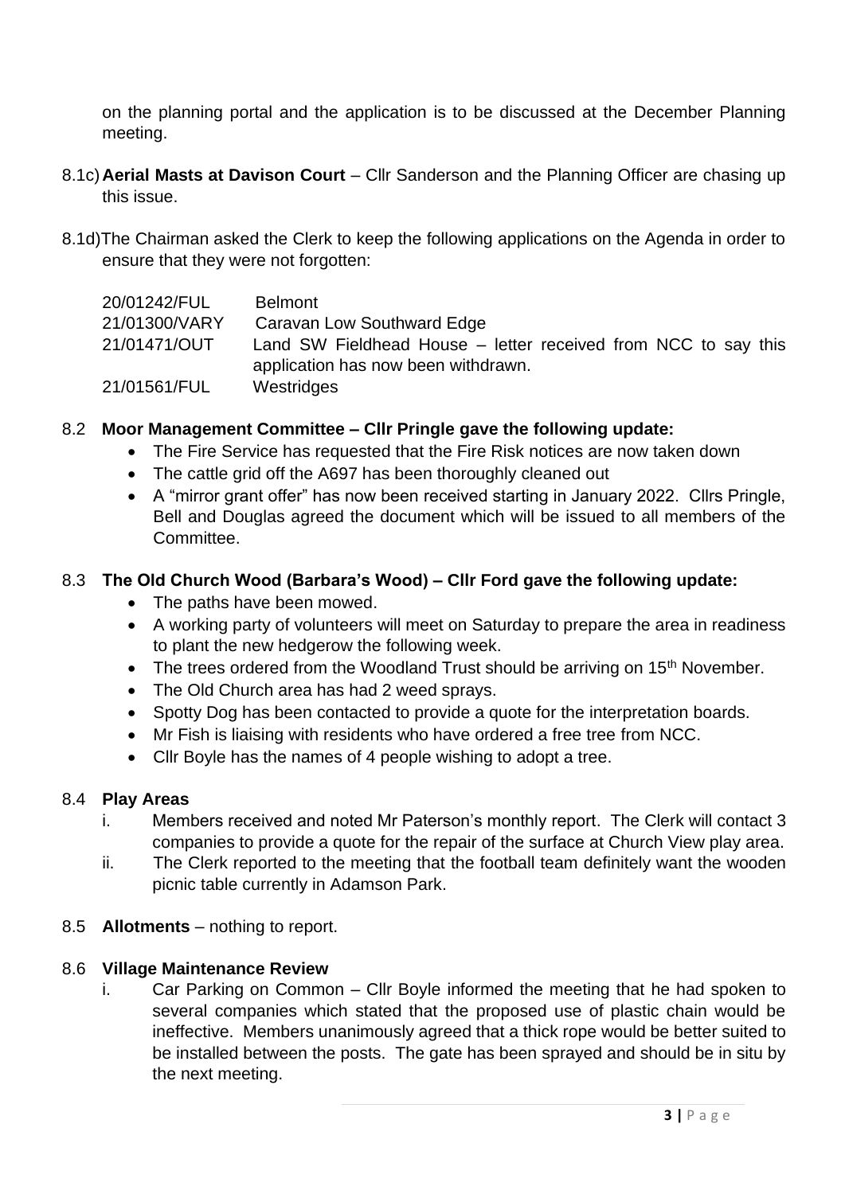on the planning portal and the application is to be discussed at the December Planning meeting.

8.1c) **Aerial Masts at Davison Court** – Cllr Sanderson and the Planning Officer are chasing up this issue.

8.1d) The Chairman asked the Clerk to keep the following applications on the Agenda in order to ensure that they were not forgotten:

| | |
|---|---|
| 20/01242/FUL | Belmont |
| 21/01300/VARY | Caravan Low Southward Edge |
| 21/01471/OUT | Land SW Fieldhead House – letter received from NCC to say this application has now been withdrawn. |
| 21/01561/FUL | Westridges |

## 8.2 Moor Management Committee – Cllr Pringle gave the following update:

- The Fire Service has requested that the Fire Risk notices are now taken down
- The cattle grid off the A697 has been thoroughly cleaned out
- A "mirror grant offer" has now been received starting in January 2022. Cllrs Pringle, Bell and Douglas agreed the document which will be issued to all members of the Committee.

## 8.3 The Old Church Wood (Barbara's Wood) – Cllr Ford gave the following update:

- The paths have been mowed.
- A working party of volunteers will meet on Saturday to prepare the area in readiness to plant the new hedgerow the following week.
- The trees ordered from the Woodland Trust should be arriving on 15th November.
- The Old Church area has had 2 weed sprays.
- Spotty Dog has been contacted to provide a quote for the interpretation boards.
- Mr Fish is liaising with residents who have ordered a free tree from NCC.
- Cllr Boyle has the names of 4 people wishing to adopt a tree.

## 8.4 Play Areas

i. Members received and noted Mr Paterson's monthly report. The Clerk will contact 3 companies to provide a quote for the repair of the surface at Church View play area.

ii. The Clerk reported to the meeting that the football team definitely want the wooden picnic table currently in Adamson Park.

## 8.5 Allotments – nothing to report.

## 8.6 Village Maintenance Review

i. Car Parking on Common – Cllr Boyle informed the meeting that he had spoken to several companies which stated that the proposed use of plastic chain would be ineffective. Members unanimously agreed that a thick rope would be better suited to be installed between the posts. The gate has been sprayed and should be in situ by the next meeting.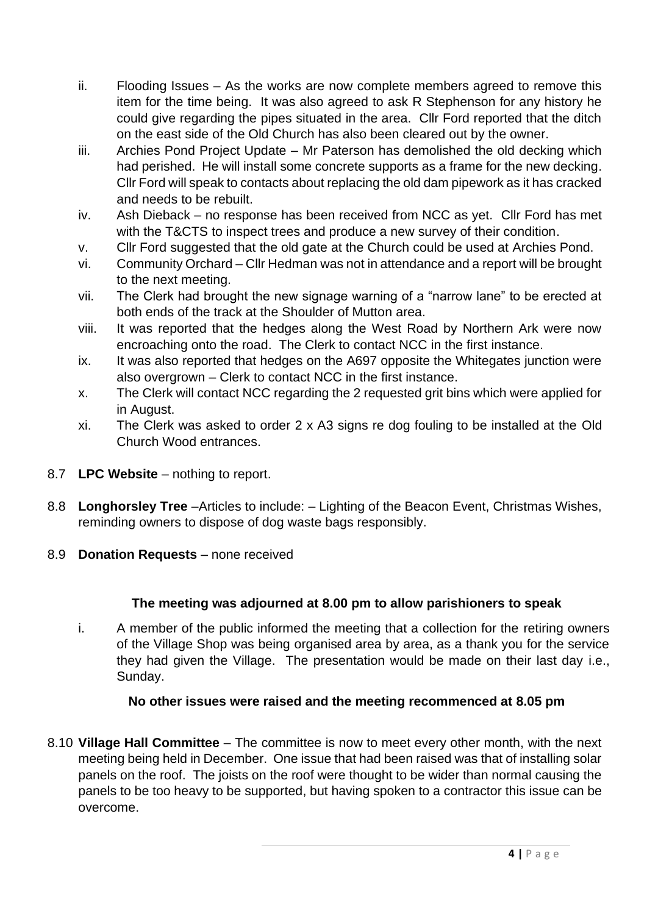ii. Flooding Issues – As the works are now complete members agreed to remove this item for the time being. It was also agreed to ask R Stephenson for any history he could give regarding the pipes situated in the area. Cllr Ford reported that the ditch on the east side of the Old Church has also been cleared out by the owner.

iii. Archies Pond Project Update – Mr Paterson has demolished the old decking which had perished. He will install some concrete supports as a frame for the new decking. Cllr Ford will speak to contacts about replacing the old dam pipework as it has cracked and needs to be rebuilt.

iv. Ash Dieback – no response has been received from NCC as yet. Cllr Ford has met with the T&CTS to inspect trees and produce a new survey of their condition.

v. Cllr Ford suggested that the old gate at the Church could be used at Archies Pond.

vi. Community Orchard – Cllr Hedman was not in attendance and a report will be brought to the next meeting.

vii. The Clerk had brought the new signage warning of a "narrow lane" to be erected at both ends of the track at the Shoulder of Mutton area.

viii. It was reported that the hedges along the West Road by Northern Ark were now encroaching onto the road. The Clerk to contact NCC in the first instance.

ix. It was also reported that hedges on the A697 opposite the Whitegates junction were also overgrown – Clerk to contact NCC in the first instance.

x. The Clerk will contact NCC regarding the 2 requested grit bins which were applied for in August.

xi. The Clerk was asked to order 2 x A3 signs re dog fouling to be installed at the Old Church Wood entrances.

8.7 **LPC Website** – nothing to report.

8.8 **Longhorsley Tree** –Articles to include: – Lighting of the Beacon Event, Christmas Wishes, reminding owners to dispose of dog waste bags responsibly.

8.9 **Donation Requests** – none received

**The meeting was adjourned at 8.00 pm to allow parishioners to speak**

i. A member of the public informed the meeting that a collection for the retiring owners of the Village Shop was being organised area by area, as a thank you for the service they had given the Village. The presentation would be made on their last day i.e., Sunday.

**No other issues were raised and the meeting recommenced at 8.05 pm**

8.10 **Village Hall Committee** – The committee is now to meet every other month, with the next meeting being held in December. One issue that had been raised was that of installing solar panels on the roof. The joists on the roof were thought to be wider than normal causing the panels to be too heavy to be supported, but having spoken to a contractor this issue can be overcome.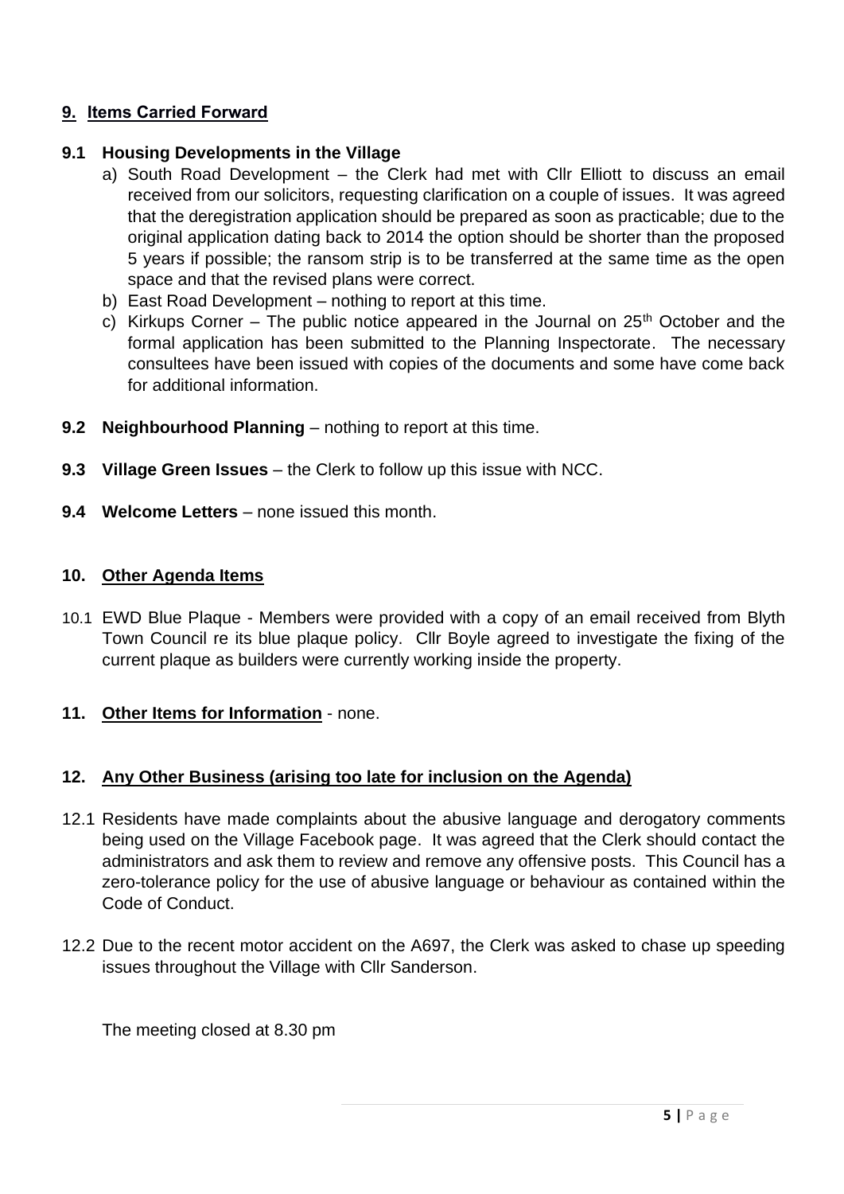## 9. Items Carried Forward

**9.1 Housing Developments in the Village**

a) South Road Development – the Clerk had met with Cllr Elliott to discuss an email received from our solicitors, requesting clarification on a couple of issues. It was agreed that the deregistration application should be prepared as soon as practicable; due to the original application dating back to 2014 the option should be shorter than the proposed 5 years if possible; the ransom strip is to be transferred at the same time as the open space and that the revised plans were correct.

b) East Road Development – nothing to report at this time.

c) Kirkups Corner – The public notice appeared in the Journal on 25th October and the formal application has been submitted to the Planning Inspectorate. The necessary consultees have been issued with copies of the documents and some have come back for additional information.

**9.2 Neighbourhood Planning** – nothing to report at this time.

**9.3 Village Green Issues** – the Clerk to follow up this issue with NCC.

**9.4 Welcome Letters** – none issued this month.

## 10. Other Agenda Items

10.1 EWD Blue Plaque - Members were provided with a copy of an email received from Blyth Town Council re its blue plaque policy. Cllr Boyle agreed to investigate the fixing of the current plaque as builders were currently working inside the property.

## 11. Other Items for Information - none.

## 12. Any Other Business (arising too late for inclusion on the Agenda)

12.1 Residents have made complaints about the abusive language and derogatory comments being used on the Village Facebook page. It was agreed that the Clerk should contact the administrators and ask them to review and remove any offensive posts. This Council has a zero-tolerance policy for the use of abusive language or behaviour as contained within the Code of Conduct.

12.2 Due to the recent motor accident on the A697, the Clerk was asked to chase up speeding issues throughout the Village with Cllr Sanderson.

The meeting closed at 8.30 pm